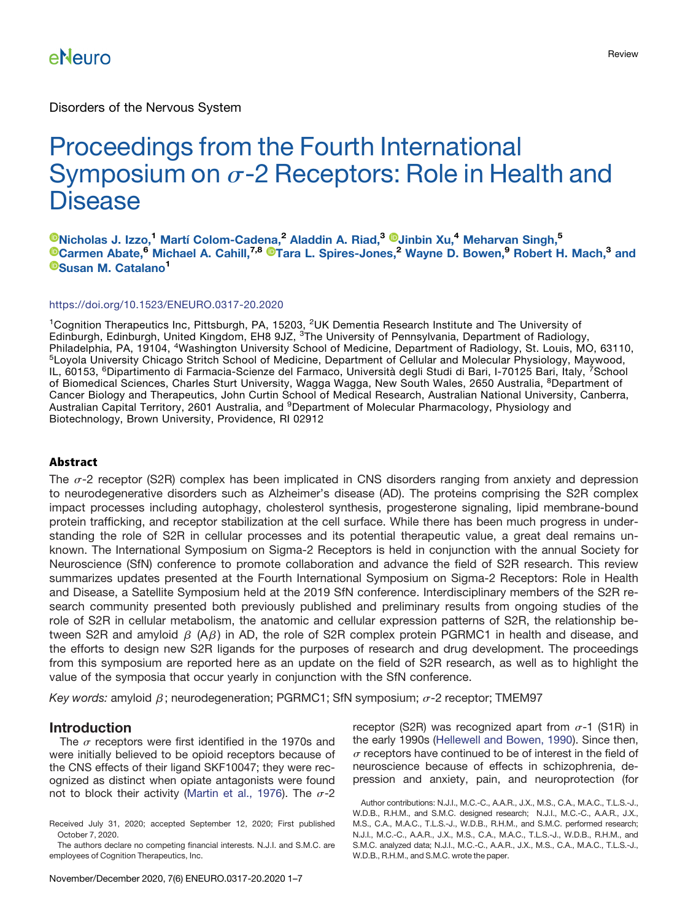Disorders of the Nervous System

# Proceedings from the Fourth International Symposium on $\sigma$-2 Receptors: Role in Health and Disease

**Nicholas J. Izzo,[1] Martí Colom-Cadena,[2] Aladdin A. Riad,[3] Jinbin Xu,[4] Meharvan Singh,[5] Carmen Abate,[6] Michael A. Cahill,[7,8] Tara L. Spires-Jones,[2] Wayne D. Bowen,[9] Robert H. Mach,[3] and Susan M. Catalano[1]**

https://doi.org/10.1523/ENEURO.0317-20.2020

[1]Cognition Therapeutics Inc, Pittsburgh, PA, 15203, [2]UK Dementia Research Institute and The University of Edinburgh, Edinburgh, United Kingdom, EH8 9JZ, [3]The University of Pennsylvania, Department of Radiology, Philadelphia, PA, 19104, [4]Washington University School of Medicine, Department of Radiology, St. Louis, MO, 63110, [5]Loyola University Chicago Stritch School of Medicine, Department of Cellular and Molecular Physiology, Maywood, IL, 60153, [6]Dipartimento di Farmacia-Scienze del Farmaco, Università degli Studi di Bari, I-70125 Bari, Italy, [7]School of Biomedical Sciences, Charles Sturt University, Wagga Wagga, New South Wales, 2650 Australia, [8]Department of Cancer Biology and Therapeutics, John Curtin School of Medical Research, Australian National University, Canberra, Australian Capital Territory, 2601 Australia, and [9]Department of Molecular Pharmacology, Physiology and Biotechnology, Brown University, Providence, RI 02912

## Abstract

The $\sigma$-2 receptor (S2R) complex has been implicated in CNS disorders ranging from anxiety and depression to neurodegenerative disorders such as Alzheimer's disease (AD). The proteins comprising the S2R complex impact processes including autophagy, cholesterol synthesis, progesterone signaling, lipid membrane-bound protein trafficking, and receptor stabilization at the cell surface. While there has been much progress in understanding the role of S2R in cellular processes and its potential therapeutic value, a great deal remains unknown. The International Symposium on Sigma-2 Receptors is held in conjunction with the annual Society for Neuroscience (SfN) conference to promote collaboration and advance the field of S2R research. This review summarizes updates presented at the Fourth International Symposium on Sigma-2 Receptors: Role in Health and Disease, a Satellite Symposium held at the 2019 SfN conference. Interdisciplinary members of the S2R research community presented both previously published and preliminary results from ongoing studies of the role of S2R in cellular metabolism, the anatomic and cellular expression patterns of S2R, the relationship between S2R and amyloid $\beta$ (A$\beta$) in AD, the role of S2R complex protein PGRMC1 in health and disease, and the efforts to design new S2R ligands for the purposes of research and drug development. The proceedings from this symposium are reported here as an update on the field of S2R research, as well as to highlight the value of the symposia that occur yearly in conjunction with the SfN conference.

*Key words:* amyloid $\beta$; neurodegeneration; PGRMC1; SfN symposium; $\sigma$-2 receptor; TMEM97

## Introduction

The $\sigma$ receptors were first identified in the 1970s and were initially believed to be opioid receptors because of the CNS effects of their ligand SKF10047; they were recognized as distinct when opiate antagonists were found not to block their activity (Martin et al., 1976). The $\sigma$-2 receptor (S2R) was recognized apart from $\sigma$-1 (S1R) in the early 1990s (Hellewell and Bowen, 1990). Since then, $\sigma$ receptors have continued to be of interest in the field of neuroscience because of effects in schizophrenia, depression and anxiety, pain, and neuroprotection (for

Received July 31, 2020; accepted September 12, 2020; First published October 7, 2020.

The authors declare no competing financial interests. N.J.I. and S.M.C. are employees of Cognition Therapeutics, Inc.

Author contributions: N.J.I., M.C.-C., A.A.R., J.X., M.S., C.A., M.A.C., T.L.S.-J., W.D.B., R.H.M., and S.M.C. designed research; N.J.I., M.C.-C., A.A.R., J.X., M.S., C.A., M.A.C., T.L.S.-J., W.D.B., R.H.M., and S.M.C. performed research; N.J.I., M.C.-C., A.A.R., J.X., M.S., C.A., M.A.C., T.L.S.-J., W.D.B., R.H.M., and S.M.C. analyzed data; N.J.I., M.C.-C., A.A.R., J.X., M.S., C.A., M.A.C., T.L.S.-J., W.D.B., R.H.M., and S.M.C. wrote the paper.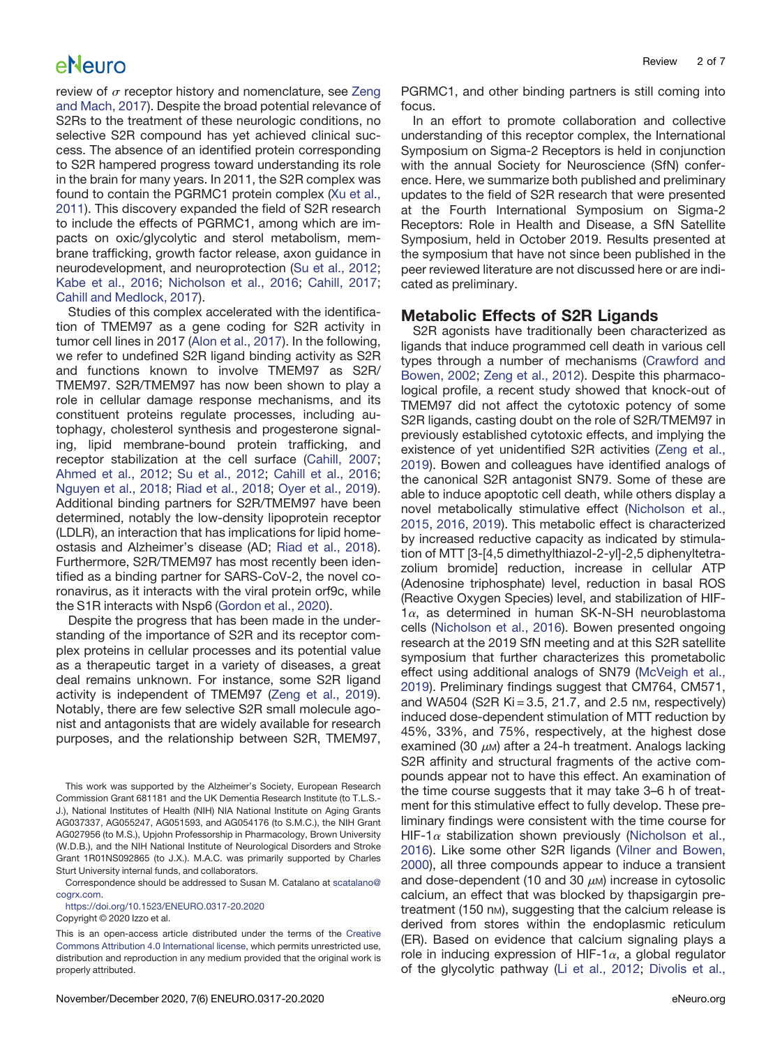review of $\sigma$ receptor history and nomenclature, see Zeng and Mach, 2017). Despite the broad potential relevance of S2Rs to the treatment of these neurologic conditions, no selective S2R compound has yet achieved clinical success. The absence of an identified protein corresponding to S2R hampered progress toward understanding its role in the brain for many years. In 2011, the S2R complex was found to contain the PGRMC1 protein complex (Xu et al., 2011). This discovery expanded the field of S2R research to include the effects of PGRMC1, among which are impacts on oxic/glycolytic and sterol metabolism, membrane trafficking, growth factor release, axon guidance in neurodevelopment, and neuroprotection (Su et al., 2012; Kabe et al., 2016; Nicholson et al., 2016; Cahill, 2017; Cahill and Medlock, 2017).

Studies of this complex accelerated with the identification of TMEM97 as a gene coding for S2R activity in tumor cell lines in 2017 (Alon et al., 2017). In the following, we refer to undefined S2R ligand binding activity as S2R and functions known to involve TMEM97 as S2R/TMEM97. S2R/TMEM97 has now been shown to play a role in cellular damage response mechanisms, and its constituent proteins regulate processes, including autophagy, cholesterol synthesis and progesterone signaling, lipid membrane-bound protein trafficking, and receptor stabilization at the cell surface (Cahill, 2007; Ahmed et al., 2012; Su et al., 2012; Cahill et al., 2016; Nguyen et al., 2018; Riad et al., 2018; Oyer et al., 2019). Additional binding partners for S2R/TMEM97 have been determined, notably the low-density lipoprotein receptor (LDLR), an interaction that has implications for lipid homeostasis and Alzheimer's disease (AD; Riad et al., 2018). Furthermore, S2R/TMEM97 has most recently been identified as a binding partner for SARS-CoV-2, the novel coronavirus, as it interacts with the viral protein orf9c, while the S1R interacts with Nsp6 (Gordon et al., 2020).

Despite the progress that has been made in the understanding of the importance of S2R and its receptor complex proteins in cellular processes and its potential value as a therapeutic target in a variety of diseases, a great deal remains unknown. For instance, some S2R ligand activity is independent of TMEM97 (Zeng et al., 2019). Notably, there are few selective S2R small molecule agonist and antagonists that are widely available for research purposes, and the relationship between S2R, TMEM97, PGRMC1, and other binding partners is still coming into focus.

In an effort to promote collaboration and collective understanding of this receptor complex, the International Symposium on Sigma-2 Receptors is held in conjunction with the annual Society for Neuroscience (SfN) conference. Here, we summarize both published and preliminary updates to the field of S2R research that were presented at the Fourth International Symposium on Sigma-2 Receptors: Role in Health and Disease, a SfN Satellite Symposium, held in October 2019. Results presented at the symposium that have not since been published in the peer reviewed literature are not discussed here or are indicated as preliminary.

## Metabolic Effects of S2R Ligands

S2R agonists have traditionally been characterized as ligands that induce programmed cell death in various cell types through a number of mechanisms (Crawford and Bowen, 2002; Zeng et al., 2012). Despite this pharmacological profile, a recent study showed that knock-out of TMEM97 did not affect the cytotoxic potency of some S2R ligands, casting doubt on the role of S2R/TMEM97 in previously established cytotoxic effects, and implying the existence of yet unidentified S2R activities (Zeng et al., 2019). Bowen and colleagues have identified analogs of the canonical S2R antagonist SN79. Some of these are able to induce apoptotic cell death, while others display a novel metabolically stimulative effect (Nicholson et al., 2015, 2016, 2019). This metabolic effect is characterized by increased reductive capacity as indicated by stimulation of MTT [3-[4,5 dimethylthiazol-2-yl]-2,5 diphenyltetrazolium bromide] reduction, increase in cellular ATP (Adenosine triphosphate) level, reduction in basal ROS (Reactive Oxygen Species) level, and stabilization of HIF-$1\alpha$, as determined in human SK-N-SH neuroblastoma cells (Nicholson et al., 2016). Bowen presented ongoing research at the 2019 SfN meeting and at this S2R satellite symposium that further characterizes this prometabolic effect using additional analogs of SN79 (McVeigh et al., 2019). Preliminary findings suggest that CM764, CM571, and WA504 (S2R Ki = 3.5, 21.7, and 2.5 nM, respectively) induced dose-dependent stimulation of MTT reduction by 45%, 33%, and 75%, respectively, at the highest dose examined (30 $\mu$M) after a 24-h treatment. Analogs lacking S2R affinity and structural fragments of the active compounds appear not to have this effect. An examination of the time course suggests that it may take 3–6 h of treatment for this stimulative effect to fully develop. These preliminary findings were consistent with the time course for HIF-$1\alpha$ stabilization shown previously (Nicholson et al., 2016). Like some other S2R ligands (Vilner and Bowen, 2000), all three compounds appear to induce a transient and dose-dependent (10 and 30 $\mu$M) increase in cytosolic calcium, an effect that was blocked by thapsigargin pretreatment (150 nM), suggesting that the calcium release is derived from stores within the endoplasmic reticulum (ER). Based on evidence that calcium signaling plays a role in inducing expression of HIF-$1\alpha$, a global regulator of the glycolytic pathway (Li et al., 2012; Divolis et al.,

This work was supported by the Alzheimer's Society, European Research Commission Grant 681181 and the UK Dementia Research Institute (to T.L.S.-J.), National Institutes of Health (NIH) NIA National Institute on Aging Grants AG037337, AG055247, AG051593, and AG054176 (to S.M.C.), the NIH Grant AG027956 (to M.S.), Upjohn Professorship in Pharmacology, Brown University (W.D.B.), and the NIH National Institute of Neurological Disorders and Stroke Grant 1R01NS092865 (to J.X.). M.A.C. was primarily supported by Charles Sturt University internal funds, and collaborators.

Correspondence should be addressed to Susan M. Catalano at scatalano@cogrx.com.

https://doi.org/10.1523/ENEURO.0317-20.2020

Copyright © 2020 Izzo et al.

This is an open-access article distributed under the terms of the Creative Commons Attribution 4.0 International license, which permits unrestricted use, distribution and reproduction in any medium provided that the original work is properly attributed.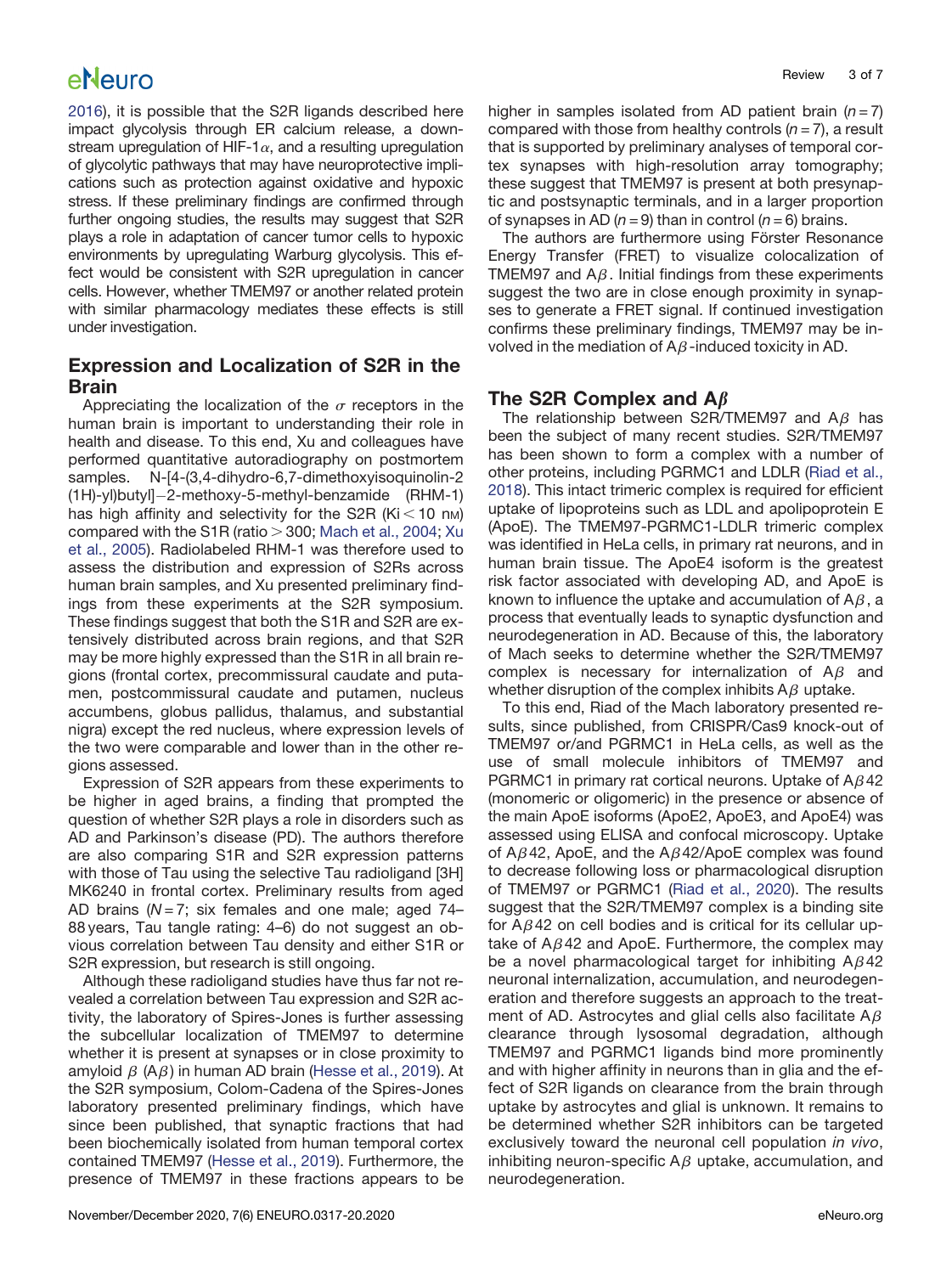2016), it is possible that the S2R ligands described here impact glycolysis through ER calcium release, a downstream upregulation of HIF-1$\alpha$, and a resulting upregulation of glycolytic pathways that may have neuroprotective implications such as protection against oxidative and hypoxic stress. If these preliminary findings are confirmed through further ongoing studies, the results may suggest that S2R plays a role in adaptation of cancer tumor cells to hypoxic environments by upregulating Warburg glycolysis. This effect would be consistent with S2R upregulation in cancer cells. However, whether TMEM97 or another related protein with similar pharmacology mediates these effects is still under investigation.

## Expression and Localization of S2R in the Brain

Appreciating the localization of the $\sigma$ receptors in the human brain is important to understanding their role in health and disease. To this end, Xu and colleagues have performed quantitative autoradiography on postmortem samples. N-[4-(3,4-dihydro-6,7-dimethoxyisoquinolin-2(1H)-yl)butyl]−2-methoxy-5-methyl-benzamide (RHM-1) has high affinity and selectivity for the S2R (Ki < 10 nM) compared with the S1R (ratio > 300; Mach et al., 2004; Xu et al., 2005). Radiolabeled RHM-1 was therefore used to assess the distribution and expression of S2Rs across human brain samples, and Xu presented preliminary findings from these experiments at the S2R symposium. These findings suggest that both the S1R and S2R are extensively distributed across brain regions, and that S2R may be more highly expressed than the S1R in all brain regions (frontal cortex, precommissural caudate and putamen, postcommissural caudate and putamen, nucleus accumbens, globus pallidus, thalamus, and substantial nigra) except the red nucleus, where expression levels of the two were comparable and lower than in the other regions assessed.

Expression of S2R appears from these experiments to be higher in aged brains, a finding that prompted the question of whether S2R plays a role in disorders such as AD and Parkinson's disease (PD). The authors therefore are also comparing S1R and S2R expression patterns with those of Tau using the selective Tau radioligand [3H] MK6240 in frontal cortex. Preliminary results from aged AD brains ($N = 7$; six females and one male; aged 74–88 years, Tau tangle rating: 4–6) do not suggest an obvious correlation between Tau density and either S1R or S2R expression, but research is still ongoing.

Although these radioligand studies have thus far not revealed a correlation between Tau expression and S2R activity, the laboratory of Spires-Jones is further assessing the subcellular localization of TMEM97 to determine whether it is present at synapses or in close proximity to amyloid $\beta$ (A$\beta$) in human AD brain (Hesse et al., 2019). At the S2R symposium, Colom-Cadena of the Spires-Jones laboratory presented preliminary findings, which have since been published, that synaptic fractions that had been biochemically isolated from human temporal cortex contained TMEM97 (Hesse et al., 2019). Furthermore, the presence of TMEM97 in these fractions appears to be higher in samples isolated from AD patient brain ($n = 7$) compared with those from healthy controls ($n = 7$), a result that is supported by preliminary analyses of temporal cortex synapses with high-resolution array tomography; these suggest that TMEM97 is present at both presynaptic and postsynaptic terminals, and in a larger proportion of synapses in AD ($n = 9$) than in control ($n = 6$) brains.

The authors are furthermore using Förster Resonance Energy Transfer (FRET) to visualize colocalization of TMEM97 and A$\beta$. Initial findings from these experiments suggest the two are in close enough proximity in synapses to generate a FRET signal. If continued investigation confirms these preliminary findings, TMEM97 may be involved in the mediation of A$\beta$-induced toxicity in AD.

## The S2R Complex and A$\beta$

The relationship between S2R/TMEM97 and A$\beta$ has been the subject of many recent studies. S2R/TMEM97 has been shown to form a complex with a number of other proteins, including PGRMC1 and LDLR (Riad et al., 2018). This intact trimeric complex is required for efficient uptake of lipoproteins such as LDL and apolipoprotein E (ApoE). The TMEM97-PGRMC1-LDLR trimeric complex was identified in HeLa cells, in primary rat neurons, and in human brain tissue. The ApoE4 isoform is the greatest risk factor associated with developing AD, and ApoE is known to influence the uptake and accumulation of A$\beta$, a process that eventually leads to synaptic dysfunction and neurodegeneration in AD. Because of this, the laboratory of Mach seeks to determine whether the S2R/TMEM97 complex is necessary for internalization of A$\beta$ and whether disruption of the complex inhibits A$\beta$ uptake.

To this end, Riad of the Mach laboratory presented results, since published, from CRISPR/Cas9 knock-out of TMEM97 or/and PGRMC1 in HeLa cells, as well as the use of small molecule inhibitors of TMEM97 and PGRMC1 in primary rat cortical neurons. Uptake of A$\beta$42 (monomeric or oligomeric) in the presence or absence of the main ApoE isoforms (ApoE2, ApoE3, and ApoE4) was assessed using ELISA and confocal microscopy. Uptake of A$\beta$42, ApoE, and the A$\beta$42/ApoE complex was found to decrease following loss or pharmacological disruption of TMEM97 or PGRMC1 (Riad et al., 2020). The results suggest that the S2R/TMEM97 complex is a binding site for A$\beta$42 on cell bodies and is critical for its cellular uptake of A$\beta$42 and ApoE. Furthermore, the complex may be a novel pharmacological target for inhibiting A$\beta$42 neuronal internalization, accumulation, and neurodegeneration and therefore suggests an approach to the treatment of AD. Astrocytes and glial cells also facilitate A$\beta$ clearance through lysosomal degradation, although TMEM97 and PGRMC1 ligands bind more prominently and with higher affinity in neurons than in glia and the effect of S2R ligands on clearance from the brain through uptake by astrocytes and glial is unknown. It remains to be determined whether S2R inhibitors can be targeted exclusively toward the neuronal cell population *in vivo*, inhibiting neuron-specific A$\beta$ uptake, accumulation, and neurodegeneration.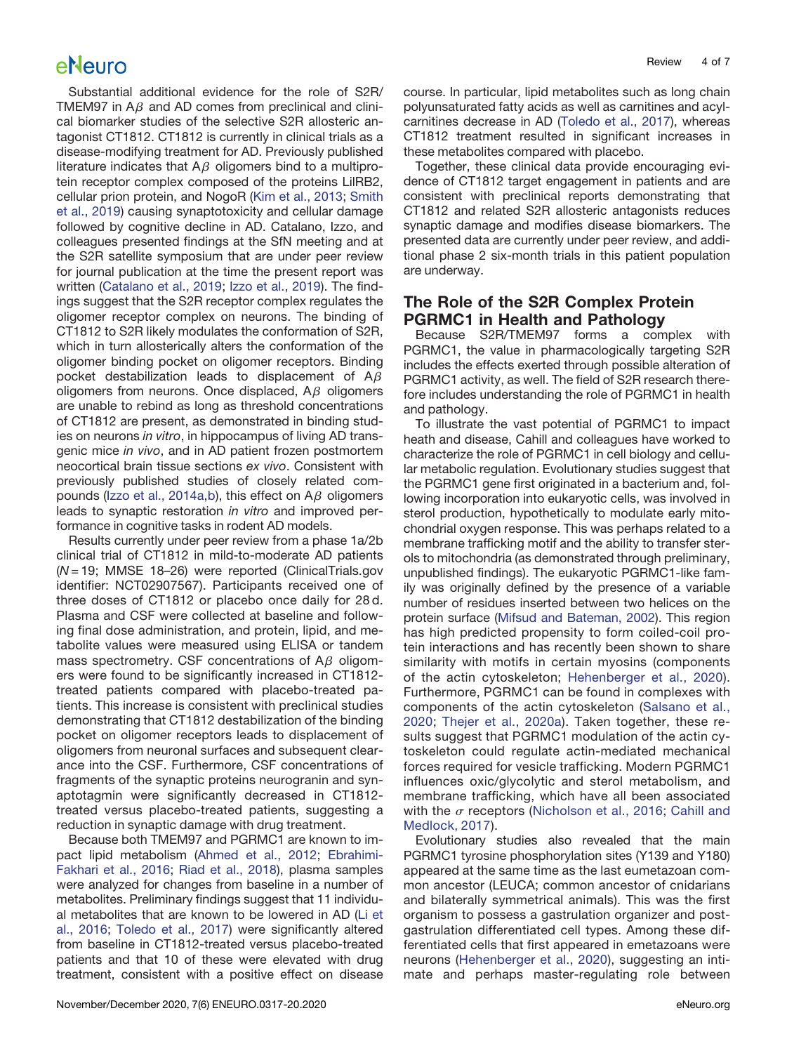Substantial additional evidence for the role of S2R/TMEM97 in Aβ and AD comes from preclinical and clinical biomarker studies of the selective S2R allosteric antagonist CT1812. CT1812 is currently in clinical trials as a disease-modifying treatment for AD. Previously published literature indicates that Aβ oligomers bind to a multiprotein receptor complex composed of the proteins LilRB2, cellular prion protein, and NogoR (Kim et al., 2013; Smith et al., 2019) causing synaptotoxicity and cellular damage followed by cognitive decline in AD. Catalano, Izzo, and colleagues presented findings at the SfN meeting and at the S2R satellite symposium that are under peer review for journal publication at the time the present report was written (Catalano et al., 2019; Izzo et al., 2019). The findings suggest that the S2R receptor complex regulates the oligomer receptor complex on neurons. The binding of CT1812 to S2R likely modulates the conformation of S2R, which in turn allosterically alters the conformation of the oligomer binding pocket on oligomer receptors. Binding pocket destabilization leads to displacement of Aβ oligomers from neurons. Once displaced, Aβ oligomers are unable to rebind as long as threshold concentrations of CT1812 are present, as demonstrated in binding studies on neurons *in vitro*, in hippocampus of living AD transgenic mice *in vivo*, and in AD patient frozen postmortem neocortical brain tissue sections *ex vivo*. Consistent with previously published studies of closely related compounds (Izzo et al., 2014a,b), this effect on Aβ oligomers leads to synaptic restoration *in vitro* and improved performance in cognitive tasks in rodent AD models.

Results currently under peer review from a phase 1a/2b clinical trial of CT1812 in mild-to-moderate AD patients ($N = 19$; MMSE 18–26) were reported (ClinicalTrials.gov identifier: NCT02907567). Participants received one of three doses of CT1812 or placebo once daily for 28 d. Plasma and CSF were collected at baseline and following dose administration, and protein, lipid, and metabolite values were measured using ELISA or tandem mass spectrometry. CSF concentrations of Aβ oligomers were found to be significantly increased in CT1812-treated patients compared with placebo-treated patients. This increase is consistent with preclinical studies demonstrating that CT1812 destabilization of the binding pocket on oligomer receptors leads to displacement of oligomers from neuronal surfaces and subsequent clearance into the CSF. Furthermore, CSF concentrations of fragments of the synaptic proteins neurogranin and synaptotagmin were significantly decreased in CT1812-treated versus placebo-treated patients, suggesting a reduction in synaptic damage with drug treatment.

Because both TMEM97 and PGRMC1 are known to impact lipid metabolism (Ahmed et al., 2012; Ebrahimi-Fakhari et al., 2016; Riad et al., 2018), plasma samples were analyzed for changes from baseline in a number of metabolites. Preliminary findings suggest that 11 individual metabolites that are known to be lowered in AD (Li et al., 2016; Toledo et al., 2017) were significantly altered from baseline in CT1812-treated versus placebo-treated patients and that 10 of these were elevated with drug treatment, consistent with a positive effect on disease course. In particular, lipid metabolites such as long chain polyunsaturated fatty acids as well as carnitines and acylcarnitines decrease in AD (Toledo et al., 2017), whereas CT1812 treatment resulted in significant increases in these metabolites compared with placebo.

Together, these clinical data provide encouraging evidence of CT1812 target engagement in patients and are consistent with preclinical reports demonstrating that CT1812 and related S2R allosteric antagonists reduces synaptic damage and modifies disease biomarkers. The presented data are currently under peer review, and additional phase 2 six-month trials in this patient population are underway.

## The Role of the S2R Complex Protein PGRMC1 in Health and Pathology

Because S2R/TMEM97 forms a complex with PGRMC1, the value in pharmacologically targeting S2R includes the effects exerted through possible alteration of PGRMC1 activity, as well. The field of S2R research therefore includes understanding the role of PGRMC1 in health and pathology.

To illustrate the vast potential of PGRMC1 to impact heath and disease, Cahill and colleagues have worked to characterize the role of PGRMC1 in cell biology and cellular metabolic regulation. Evolutionary studies suggest that the PGRMC1 gene first originated in a bacterium and, following incorporation into eukaryotic cells, was involved in sterol production, hypothetically to modulate early mitochondrial oxygen response. This was perhaps related to a membrane trafficking motif and the ability to transfer sterols to mitochondria (as demonstrated through preliminary, unpublished findings). The eukaryotic PGRMC1-like family was originally defined by the presence of a variable number of residues inserted between two helices on the protein surface (Mifsud and Bateman, 2002). This region has high predicted propensity to form coiled-coil protein interactions and has recently been shown to share similarity with motifs in certain myosins (components of the actin cytoskeleton; Hehenberger et al., 2020). Furthermore, PGRMC1 can be found in complexes with components of the actin cytoskeleton (Salsano et al., 2020; Thejer et al., 2020a). Taken together, these results suggest that PGRMC1 modulation of the actin cytoskeleton could regulate actin-mediated mechanical forces required for vesicle trafficking. Modern PGRMC1 influences oxic/glycolytic and sterol metabolism, and membrane trafficking, which have all been associated with the σ receptors (Nicholson et al., 2016; Cahill and Medlock, 2017).

Evolutionary studies also revealed that the main PGRMC1 tyrosine phosphorylation sites (Y139 and Y180) appeared at the same time as the last eumetazoan common ancestor (LEUCA; common ancestor of cnidarians and bilaterally symmetrical animals). This was the first organism to possess a gastrulation organizer and post-gastrulation differentiated cell types. Among these differentiated cells that first appeared in emetazoans were neurons (Hehenberger et al., 2020), suggesting an intimate and perhaps master-regulating role between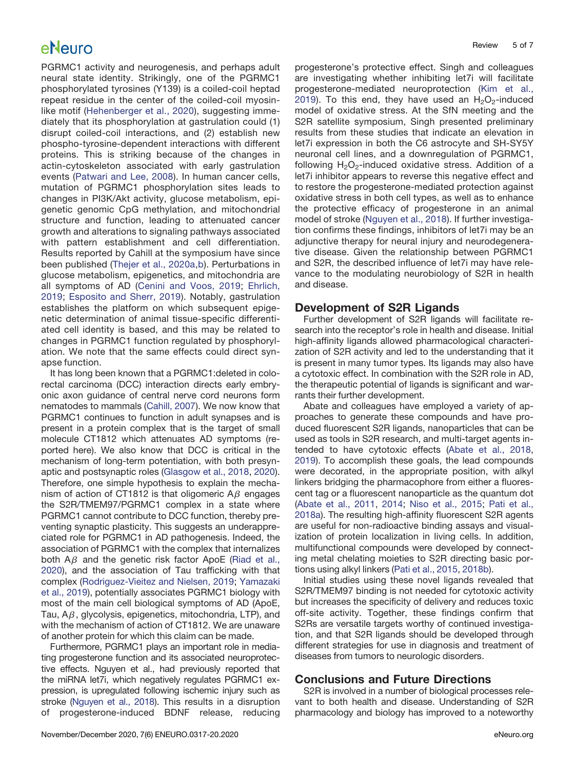PGRMC1 activity and neurogenesis, and perhaps adult neural state identity. Strikingly, one of the PGRMC1 phosphorylated tyrosines (Y139) is a coiled-coil heptad repeat residue in the center of the coiled-coil myosin-like motif (Hehenberger et al., 2020), suggesting immediately that its phosphorylation at gastrulation could (1) disrupt coiled-coil interactions, and (2) establish new phospho-tyrosine-dependent interactions with different proteins. This is striking because of the changes in actin-cytoskeleton associated with early gastrulation events (Patwari and Lee, 2008). In human cancer cells, mutation of PGRMC1 phosphorylation sites leads to changes in PI3K/Akt activity, glucose metabolism, epigenetic genomic CpG methylation, and mitochondrial structure and function, leading to attenuated cancer growth and alterations to signaling pathways associated with pattern establishment and cell differentiation. Results reported by Cahill at the symposium have since been published (Thejer et al., 2020a,b). Perturbations in glucose metabolism, epigenetics, and mitochondria are all symptoms of AD (Cenini and Voos, 2019; Ehrlich, 2019; Esposito and Sherr, 2019). Notably, gastrulation establishes the platform on which subsequent epigenetic determination of animal tissue-specific differentiated cell identity is based, and this may be related to changes in PGRMC1 function regulated by phosphorylation. We note that the same effects could direct synapse function.

It has long been known that a PGRMC1:deleted in colorectal carcinoma (DCC) interaction directs early embryonic axon guidance of central nerve cord neurons form nematodes to mammals (Cahill, 2007). We now know that PGRMC1 continues to function in adult synapses and is present in a protein complex that is the target of small molecule CT1812 which attenuates AD symptoms (reported here). We also know that DCC is critical in the mechanism of long-term potentiation, with both presynaptic and postsynaptic roles (Glasgow et al., 2018, 2020). Therefore, one simple hypothesis to explain the mechanism of action of CT1812 is that oligomeric A$\beta$ engages the S2R/TMEM97/PGRMC1 complex in a state where PGRMC1 cannot contribute to DCC function, thereby preventing synaptic plasticity. This suggests an underappreciated role for PGRMC1 in AD pathogenesis. Indeed, the association of PGRMC1 with the complex that internalizes both A$\beta$ and the genetic risk factor ApoE (Riad et al., 2020), and the association of Tau trafficking with that complex (Rodriguez-Vieitez and Nielsen, 2019; Yamazaki et al., 2019), potentially associates PGRMC1 biology with most of the main cell biological symptoms of AD (ApoE, Tau, A$\beta$, glycolysis, epigenetics, mitochondria, LTP), and with the mechanism of action of CT1812. We are unaware of another protein for which this claim can be made.

Furthermore, PGRMC1 plays an important role in mediating progesterone function and its associated neuroprotective effects. Nguyen et al., had previously reported that the miRNA let7i, which negatively regulates PGRMC1 expression, is upregulated following ischemic injury such as stroke (Nguyen et al., 2018). This results in a disruption of progesterone-induced BDNF release, reducing progesterone's protective effect. Singh and colleagues are investigating whether inhibiting let7i will facilitate progesterone-mediated neuroprotection (Kim et al., 2019). To this end, they have used an $H_2O_2$-induced model of oxidative stress. At the SfN meeting and the S2R satellite symposium, Singh presented preliminary results from these studies that indicate an elevation in let7i expression in both the C6 astrocyte and SH-SY5Y neuronal cell lines, and a downregulation of PGRMC1, following $H_2O_2$-induced oxidative stress. Addition of a let7i inhibitor appears to reverse this negative effect and to restore the progesterone-mediated protection against oxidative stress in both cell types, as well as to enhance the protective efficacy of progesterone in an animal model of stroke (Nguyen et al., 2018). If further investigation confirms these findings, inhibitors of let7i may be an adjunctive therapy for neural injury and neurodegenerative disease. Given the relationship between PGRMC1 and S2R, the described influence of let7i may have relevance to the modulating neurobiology of S2R in health and disease.

## Development of S2R Ligands

Further development of S2R ligands will facilitate research into the receptor's role in health and disease. Initial high-affinity ligands allowed pharmacological characterization of S2R activity and led to the understanding that it is present in many tumor types. Its ligands may also have a cytotoxic effect. In combination with the S2R role in AD, the therapeutic potential of ligands is significant and warrants their further development.

Abate and colleagues have employed a variety of approaches to generate these compounds and have produced fluorescent S2R ligands, nanoparticles that can be used as tools in S2R research, and multi-target agents intended to have cytotoxic effects (Abate et al., 2018, 2019). To accomplish these goals, the lead compounds were decorated, in the appropriate position, with alkyl linkers bridging the pharmacophore from either a fluorescent tag or a fluorescent nanoparticle as the quantum dot (Abate et al., 2011, 2014; Niso et al., 2015; Pati et al., 2018a). The resulting high-affinity fluorescent S2R agents are useful for non-radioactive binding assays and visualization of protein localization in living cells. In addition, multifunctional compounds were developed by connecting metal chelating moieties to S2R directing basic portions using alkyl linkers (Pati et al., 2015, 2018b).

Initial studies using these novel ligands revealed that S2R/TMEM97 binding is not needed for cytotoxic activity but increases the specificity of delivery and reduces toxic off-site activity. Together, these findings confirm that S2Rs are versatile targets worthy of continued investigation, and that S2R ligands should be developed through different strategies for use in diagnosis and treatment of diseases from tumors to neurologic disorders.

## Conclusions and Future Directions

S2R is involved in a number of biological processes relevant to both health and disease. Understanding of S2R pharmacology and biology has improved to a noteworthy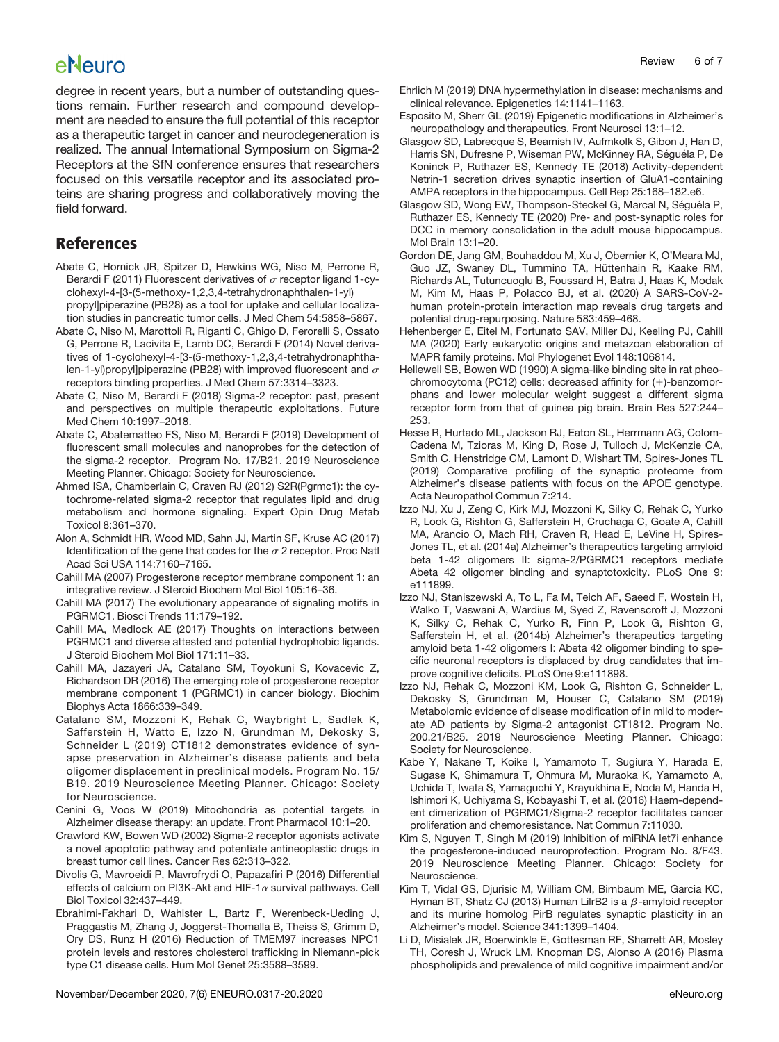degree in recent years, but a number of outstanding questions remain. Further research and compound development are needed to ensure the full potential of this receptor as a therapeutic target in cancer and neurodegeneration is realized. The annual International Symposium on Sigma-2 Receptors at the SfN conference ensures that researchers focused on this versatile receptor and its associated proteins are sharing progress and collaboratively moving the field forward.

## References

Abate C, Hornick JR, Spitzer D, Hawkins WG, Niso M, Perrone R, Berardi F (2011) Fluorescent derivatives of σ receptor ligand 1-cyclohexyl-4-[3-(5-methoxy-1,2,3,4-tetrahydronaphthalen-1-yl) propyl]piperazine (PB28) as a tool for uptake and cellular localization studies in pancreatic tumor cells. J Med Chem 54:5858–5867.

Abate C, Niso M, Marottoli R, Riganti C, Ghigo D, Ferorelli S, Ossato G, Perrone R, Lacivita E, Lamb DC, Berardi F (2014) Novel derivatives of 1-cyclohexyl-4-[3-(5-methoxy-1,2,3,4-tetrahydronaphthalen-1-yl)propyl]piperazine (PB28) with improved fluorescent and σ receptors binding properties. J Med Chem 57:3314–3323.

Abate C, Niso M, Berardi F (2018) Sigma-2 receptor: past, present and perspectives on multiple therapeutic exploitations. Future Med Chem 10:1997–2018.

Abate C, Abatematteo FS, Niso M, Berardi F (2019) Development of fluorescent small molecules and nanoprobes for the detection of the sigma-2 receptor. Program No. 17/B21. 2019 Neuroscience Meeting Planner. Chicago: Society for Neuroscience.

Ahmed ISA, Chamberlain C, Craven RJ (2012) S2R(Pgrmc1): the cytochrome-related sigma-2 receptor that regulates lipid and drug metabolism and hormone signaling. Expert Opin Drug Metab Toxicol 8:361–370.

Alon A, Schmidt HR, Wood MD, Sahn JJ, Martin SF, Kruse AC (2017) Identification of the gene that codes for the σ 2 receptor. Proc Natl Acad Sci USA 114:7160–7165.

Cahill MA (2007) Progesterone receptor membrane component 1: an integrative review. J Steroid Biochem Mol Biol 105:16–36.

Cahill MA (2017) The evolutionary appearance of signaling motifs in PGRMC1. Biosci Trends 11:179–192.

Cahill MA, Medlock AE (2017) Thoughts on interactions between PGRMC1 and diverse attested and potential hydrophobic ligands. J Steroid Biochem Mol Biol 171:11–33.

Cahill MA, Jazayeri JA, Catalano SM, Toyokuni S, Kovacevic Z, Richardson DR (2016) The emerging role of progesterone receptor membrane component 1 (PGRMC1) in cancer biology. Biochim Biophys Acta 1866:339–349.

Catalano SM, Mozzoni K, Rehak C, Waybright L, Sadlek K, Safferstein H, Watto E, Izzo N, Grundman M, Dekosky S, Schneider L (2019) CT1812 demonstrates evidence of synapse preservation in Alzheimer's disease patients and beta oligomer displacement in preclinical models. Program No. 15/B19. 2019 Neuroscience Meeting Planner. Chicago: Society for Neuroscience.

Cenini G, Voos W (2019) Mitochondria as potential targets in Alzheimer disease therapy: an update. Front Pharmacol 10:1–20.

Crawford KW, Bowen WD (2002) Sigma-2 receptor agonists activate a novel apoptotic pathway and potentiate antineoplastic drugs in breast tumor cell lines. Cancer Res 62:313–322.

Divolis G, Mavroeidi P, Mavrofrydi O, Papazafiri P (2016) Differential effects of calcium on PI3K-Akt and HIF-1α survival pathways. Cell Biol Toxicol 32:437–449.

Ebrahimi-Fakhari D, Wahlster L, Bartz F, Werenbeck-Ueding J, Praggastis M, Zhang J, Joggerst-Thomalla B, Theiss S, Grimm D, Ory DS, Runz H (2016) Reduction of TMEM97 increases NPC1 protein levels and restores cholesterol trafficking in Niemann-pick type C1 disease cells. Hum Mol Genet 25:3588–3599.

Ehrlich M (2019) DNA hypermethylation in disease: mechanisms and clinical relevance. Epigenetics 14:1141–1163.

Esposito M, Sherr GL (2019) Epigenetic modifications in Alzheimer's neuropathology and therapeutics. Front Neurosci 13:1–12.

Glasgow SD, Labrecque S, Beamish IV, Aufmkolk S, Gibon J, Han D, Harris SN, Dufresne P, Wiseman PW, McKinney RA, Séguéla P, De Koninck P, Ruthazer ES, Kennedy TE (2018) Activity-dependent Netrin-1 secretion drives synaptic insertion of GluA1-containing AMPA receptors in the hippocampus. Cell Rep 25:168–182.e6.

Glasgow SD, Wong EW, Thompson-Steckel G, Marcal N, Séguéla P, Ruthazer ES, Kennedy TE (2020) Pre- and post-synaptic roles for DCC in memory consolidation in the adult mouse hippocampus. Mol Brain 13:1–20.

Gordon DE, Jang GM, Bouhaddou M, Xu J, Obernier K, O'Meara MJ, Guo JZ, Swaney DL, Tummino TA, Hüttenhain R, Kaake RM, Richards AL, Tutuncuoglu B, Foussard H, Batra J, Haas K, Modak M, Kim M, Haas P, Polacco BJ, et al. (2020) A SARS-CoV-2-human protein-protein interaction map reveals drug targets and potential drug-repurposing. Nature 583:459–468.

Hehenberger E, Eitel M, Fortunato SAV, Miller DJ, Keeling PJ, Cahill MA (2020) Early eukaryotic origins and metazoan elaboration of MAPR family proteins. Mol Phylogenet Evol 148:106814.

Hellewell SB, Bowen WD (1990) A sigma-like binding site in rat pheochromocytoma (PC12) cells: decreased affinity for (+)-benzomorphans and lower molecular weight suggest a different sigma receptor form from that of guinea pig brain. Brain Res 527:244–253.

Hesse R, Hurtado ML, Jackson RJ, Eaton SL, Herrmann AG, Colom-Cadena M, Tzioras M, King D, Rose J, Tulloch J, McKenzie CA, Smith C, Henstridge CM, Lamont D, Wishart TM, Spires-Jones TL (2019) Comparative profiling of the synaptic proteome from Alzheimer's disease patients with focus on the APOE genotype. Acta Neuropathol Commun 7:214.

Izzo NJ, Xu J, Zeng C, Kirk MJ, Mozzoni K, Silky C, Rehak C, Yurko R, Look G, Rishton G, Safferstein H, Cruchaga C, Goate A, Cahill MA, Arancio O, Mach RH, Craven R, Head E, LeVine H, Spires-Jones TL, et al. (2014a) Alzheimer's therapeutics targeting amyloid beta 1-42 oligomers II: sigma-2/PGRMC1 receptors mediate Abeta 42 oligomer binding and synaptotoxicity. PLoS One 9:e111899.

Izzo NJ, Staniszewski A, To L, Fa M, Teich AF, Saeed F, Wostein H, Walko T, Vaswani A, Wardius M, Syed Z, Ravenscroft J, Mozzoni K, Silky C, Rehak C, Yurko R, Finn P, Look G, Rishton G, Safferstein H, et al. (2014b) Alzheimer's therapeutics targeting amyloid beta 1-42 oligomers I: Abeta 42 oligomer binding to specific neuronal receptors is displaced by drug candidates that improve cognitive deficits. PLoS One 9:e111898.

Izzo NJ, Rehak C, Mozzoni KM, Look G, Rishton G, Schneider L, Dekosky S, Grundman M, Houser C, Catalano SM (2019) Metabolomic evidence of disease modification of in mild to moderate AD patients by Sigma-2 antagonist CT1812. Program No. 200.21/B25. 2019 Neuroscience Meeting Planner. Chicago: Society for Neuroscience.

Kabe Y, Nakane T, Koike I, Yamamoto T, Sugiura Y, Harada E, Sugase K, Shimamura T, Ohmura M, Muraoka K, Yamamoto A, Uchida T, Iwata S, Yamaguchi Y, Krayukhina E, Noda M, Handa H, Ishimori K, Uchiyama S, Kobayashi T, et al. (2016) Haem-dependent dimerization of PGRMC1/Sigma-2 receptor facilitates cancer proliferation and chemoresistance. Nat Commun 7:11030.

Kim S, Nguyen T, Singh M (2019) Inhibition of miRNA let7i enhance the progesterone-induced neuroprotection. Program No. 8/F43. 2019 Neuroscience Meeting Planner. Chicago: Society for Neuroscience.

Kim T, Vidal GS, Djurisic M, William CM, Birnbaum ME, Garcia KC, Hyman BT, Shatz CJ (2013) Human LilrB2 is a β-amyloid receptor and its murine homolog PirB regulates synaptic plasticity in an Alzheimer's model. Science 341:1399–1404.

Li D, Misialek JR, Boerwinkle E, Gottesman RF, Sharrett AR, Mosley TH, Coresh J, Wruck LM, Knopman DS, Alonso A (2016) Plasma phospholipids and prevalence of mild cognitive impairment and/or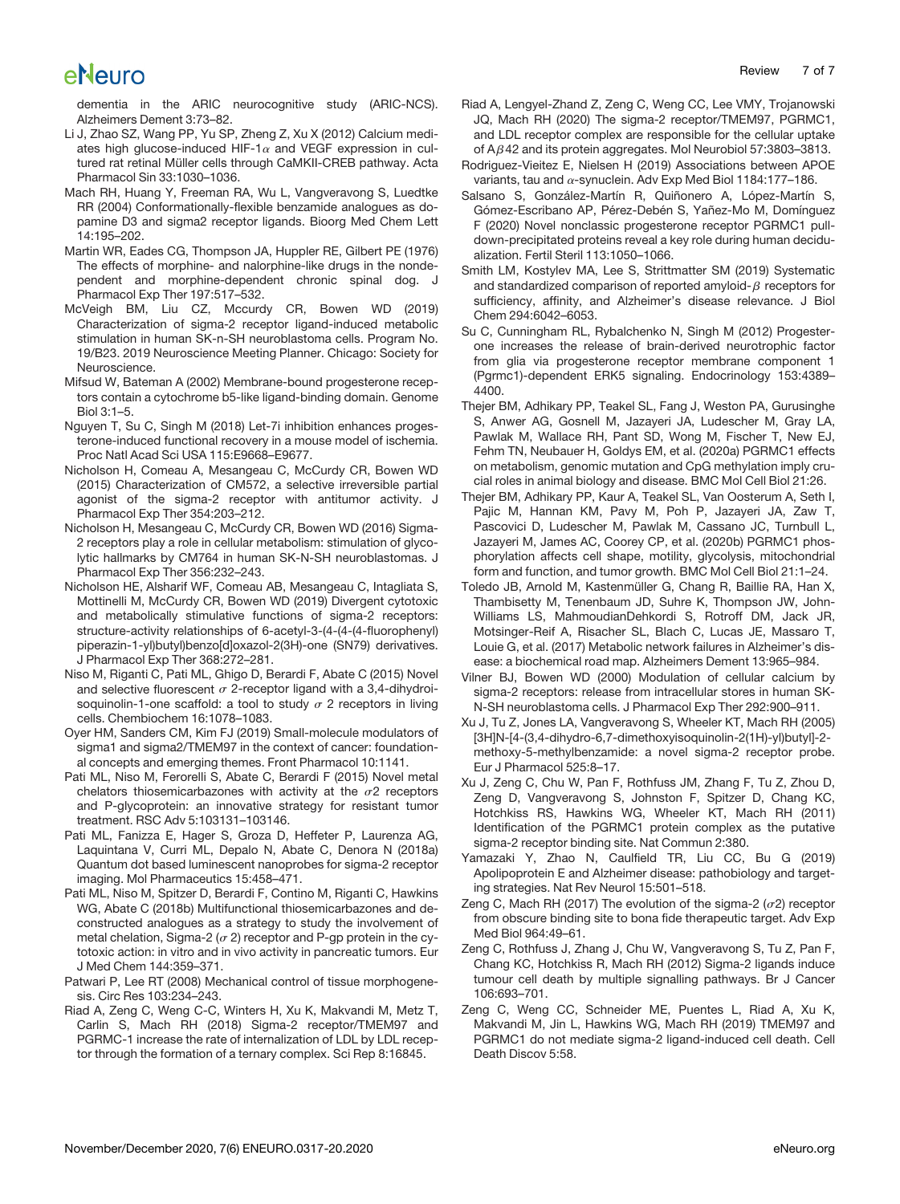dementia in the ARIC neurocognitive study (ARIC-NCS). Alzheimers Dement 3:73–82.

Li J, Zhao SZ, Wang PP, Yu SP, Zheng Z, Xu X (2012) Calcium mediates high glucose-induced HIF-1$\alpha$ and VEGF expression in cultured rat retinal Müller cells through CaMKII-CREB pathway. Acta Pharmacol Sin 33:1030–1036.

Mach RH, Huang Y, Freeman RA, Wu L, Vangveravong S, Luedtke RR (2004) Conformationally-flexible benzamide analogues as dopamine D3 and sigma2 receptor ligands. Bioorg Med Chem Lett 14:195–202.

Martin WR, Eades CG, Thompson JA, Huppler RE, Gilbert PE (1976) The effects of morphine- and nalorphine-like drugs in the nondependent and morphine-dependent chronic spinal dog. J Pharmacol Exp Ther 197:517–532.

McVeigh BM, Liu CZ, Mccurdy CR, Bowen WD (2019) Characterization of sigma-2 receptor ligand-induced metabolic stimulation in human SK-n-SH neuroblastoma cells. Program No. 19/B23. 2019 Neuroscience Meeting Planner. Chicago: Society for Neuroscience.

Mifsud W, Bateman A (2002) Membrane-bound progesterone receptors contain a cytochrome b5-like ligand-binding domain. Genome Biol 3:1–5.

Nguyen T, Su C, Singh M (2018) Let-7i inhibition enhances progesterone-induced functional recovery in a mouse model of ischemia. Proc Natl Acad Sci USA 115:E9668–E9677.

Nicholson H, Comeau A, Mesangeau C, McCurdy CR, Bowen WD (2015) Characterization of CM572, a selective irreversible partial agonist of the sigma-2 receptor with antitumor activity. J Pharmacol Exp Ther 354:203–212.

Nicholson H, Mesangeau C, McCurdy CR, Bowen WD (2016) Sigma-2 receptors play a role in cellular metabolism: stimulation of glycolytic hallmarks by CM764 in human SK-N-SH neuroblastomas. J Pharmacol Exp Ther 356:232–243.

Nicholson HE, Alsharif WF, Comeau AB, Mesangeau C, Intagliata S, Mottinelli M, McCurdy CR, Bowen WD (2019) Divergent cytotoxic and metabolically stimulative functions of sigma-2 receptors: structure-activity relationships of 6-acetyl-3-(4-(4-(4-fluorophenyl) piperazin-1-yl)butyl)benzo[d]oxazol-2(3H)-one (SN79) derivatives. J Pharmacol Exp Ther 368:272–281.

Niso M, Riganti C, Pati ML, Ghigo D, Berardi F, Abate C (2015) Novel and selective fluorescent $\sigma$ 2-receptor ligand with a 3,4-dihydroisoquinolin-1-one scaffold: a tool to study $\sigma$ 2 receptors in living cells. Chembiochem 16:1078–1083.

Oyer HM, Sanders CM, Kim FJ (2019) Small-molecule modulators of sigma1 and sigma2/TMEM97 in the context of cancer: foundational concepts and emerging themes. Front Pharmacol 10:1141.

Pati ML, Niso M, Ferorelli S, Abate C, Berardi F (2015) Novel metal chelators thiosemicarbazones with activity at the $\sigma$2 receptors and P-glycoprotein: an innovative strategy for resistant tumor treatment. RSC Adv 5:103131–103146.

Pati ML, Fanizza E, Hager S, Groza D, Heffeter P, Laurenza AG, Laquintana V, Curri ML, Depalo N, Abate C, Denora N (2018a) Quantum dot based luminescent nanoprobes for sigma-2 receptor imaging. Mol Pharmaceutics 15:458–471.

Pati ML, Niso M, Spitzer D, Berardi F, Contino M, Riganti C, Hawkins WG, Abate C (2018b) Multifunctional thiosemicarbazones and deconstructed analogues as a strategy to study the involvement of metal chelation, Sigma-2 ($\sigma$ 2) receptor and P-gp protein in the cytotoxic action: in vitro and in vivo activity in pancreatic tumors. Eur J Med Chem 144:359–371.

Patwari P, Lee RT (2008) Mechanical control of tissue morphogenesis. Circ Res 103:234–243.

Riad A, Zeng C, Weng C-C, Winters H, Xu K, Makvandi M, Metz T, Carlin S, Mach RH (2018) Sigma-2 receptor/TMEM97 and PGRMC-1 increase the rate of internalization of LDL by LDL receptor through the formation of a ternary complex. Sci Rep 8:16845.

Riad A, Lengyel-Zhand Z, Zeng C, Weng CC, Lee VMY, Trojanowski JQ, Mach RH (2020) The sigma-2 receptor/TMEM97, PGRMC1, and LDL receptor complex are responsible for the cellular uptake of A$\beta$42 and its protein aggregates. Mol Neurobiol 57:3803–3813.

Rodriguez-Vieitez E, Nielsen H (2019) Associations between APOE variants, tau and $\alpha$-synuclein. Adv Exp Med Biol 1184:177–186.

Salsano S, González-Martín R, Quiñonero A, López-Martín S, Gómez-Escribano AP, Pérez-Debén S, Yañez-Mo M, Domínguez F (2020) Novel nonclassic progesterone receptor PGRMC1 pulldown-precipitated proteins reveal a key role during human decidualization. Fertil Steril 113:1050–1066.

Smith LM, Kostylev MA, Lee S, Strittmatter SM (2019) Systematic and standardized comparison of reported amyloid-$\beta$ receptors for sufficiency, affinity, and Alzheimer's disease relevance. J Biol Chem 294:6042–6053.

Su C, Cunningham RL, Rybalchenko N, Singh M (2012) Progesterone increases the release of brain-derived neurotrophic factor from glia via progesterone receptor membrane component 1 (Pgrmc1)-dependent ERK5 signaling. Endocrinology 153:4389–4400.

Thejer BM, Adhikary PP, Teakel SL, Fang J, Weston PA, Gurusinghe S, Anwer AG, Gosnell M, Jazayeri JA, Ludescher M, Gray LA, Pawlak M, Wallace RH, Pant SD, Wong M, Fischer T, New EJ, Fehm TN, Neubauer H, Goldys EM, et al. (2020a) PGRMC1 effects on metabolism, genomic mutation and CpG methylation imply crucial roles in animal biology and disease. BMC Mol Cell Biol 21:26.

Thejer BM, Adhikary PP, Kaur A, Teakel SL, Van Oosterum A, Seth I, Pajic M, Hannan KM, Pavy M, Poh P, Jazayeri JA, Zaw T, Pascovici D, Ludescher M, Pawlak M, Cassano JC, Turnbull L, Jazayeri M, James AC, Coorey CP, et al. (2020b) PGRMC1 phosphorylation affects cell shape, motility, glycolysis, mitochondrial form and function, and tumor growth. BMC Mol Cell Biol 21:1–24.

Toledo JB, Arnold M, Kastenmüller G, Chang R, Baillie RA, Han X, Thambisetty M, Tenenbaum JD, Suhre K, Thompson JW, John-Williams LS, MahmoudianDehkordi S, Rotroff DM, Jack JR, Motsinger-Reif A, Risacher SL, Blach C, Lucas JE, Massaro T, Louie G, et al. (2017) Metabolic network failures in Alzheimer's disease: a biochemical road map. Alzheimers Dement 13:965–984.

Vilner BJ, Bowen WD (2000) Modulation of cellular calcium by sigma-2 receptors: release from intracellular stores in human SK-N-SH neuroblastoma cells. J Pharmacol Exp Ther 292:900–911.

Xu J, Tu Z, Jones LA, Vangveravong S, Wheeler KT, Mach RH (2005) [3H]N-[4-(3,4-dihydro-6,7-dimethoxyisoquinolin-2(1H)-yl)butyl]-2-methoxy-5-methylbenzamide: a novel sigma-2 receptor probe. Eur J Pharmacol 525:8–17.

Xu J, Zeng C, Chu W, Pan F, Rothfuss JM, Zhang F, Tu Z, Zhou D, Zeng D, Vangveravong S, Johnston F, Spitzer D, Chang KC, Hotchkiss RS, Hawkins WG, Wheeler KT, Mach RH (2011) Identification of the PGRMC1 protein complex as the putative sigma-2 receptor binding site. Nat Commun 2:380.

Yamazaki Y, Zhao N, Caulfield TR, Liu CC, Bu G (2019) Apolipoprotein E and Alzheimer disease: pathobiology and targeting strategies. Nat Rev Neurol 15:501–518.

Zeng C, Mach RH (2017) The evolution of the sigma-2 ($\sigma$2) receptor from obscure binding site to bona fide therapeutic target. Adv Exp Med Biol 964:49–61.

Zeng C, Rothfuss J, Zhang J, Chu W, Vangveravong S, Tu Z, Pan F, Chang KC, Hotchkiss R, Mach RH (2012) Sigma-2 ligands induce tumour cell death by multiple signalling pathways. Br J Cancer 106:693–701.

Zeng C, Weng CC, Schneider ME, Puentes L, Riad A, Xu K, Makvandi M, Jin L, Hawkins WG, Mach RH (2019) TMEM97 and PGRMC1 do not mediate sigma-2 ligand-induced cell death. Cell Death Discov 5:58.